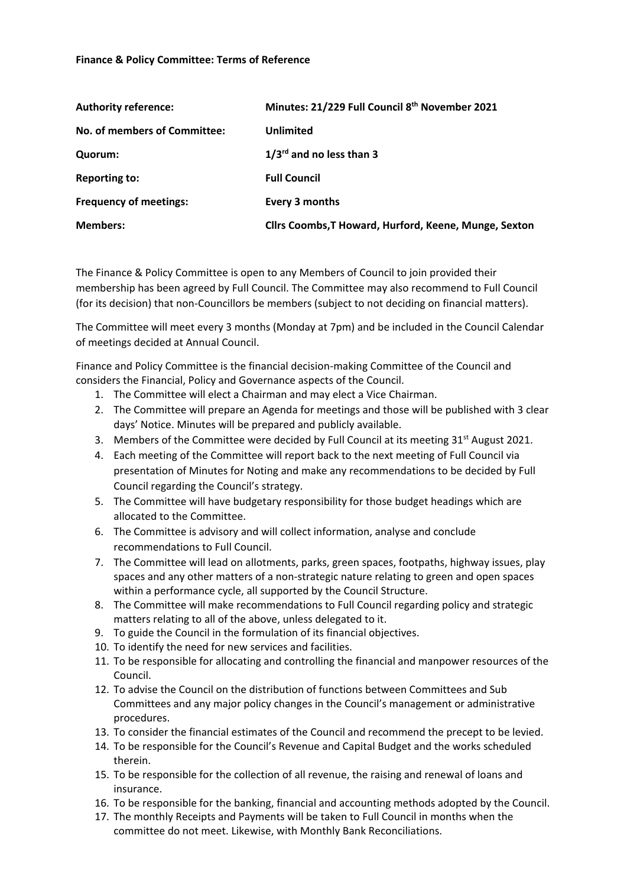**Finance & Policy Committee: Terms of Reference**

| **Authority reference:** | **Minutes: 21/229 Full Council 8th November 2021** |
|---|---|
| **No. of members of Committee:** | **Unlimited** |
| **Quorum:** | **1/3rd and no less than 3** |
| **Reporting to:** | **Full Council** |
| **Frequency of meetings:** | **Every 3 months** |
| **Members:** | **Cllrs Coombs,T Howard, Hurford, Keene, Munge, Sexton** |

The Finance & Policy Committee is open to any Members of Council to join provided their membership has been agreed by Full Council. The Committee may also recommend to Full Council (for its decision) that non-Councillors be members (subject to not deciding on financial matters).

The Committee will meet every 3 months (Monday at 7pm) and be included in the Council Calendar of meetings decided at Annual Council.

Finance and Policy Committee is the financial decision-making Committee of the Council and considers the Financial, Policy and Governance aspects of the Council.

1. The Committee will elect a Chairman and may elect a Vice Chairman.
2. The Committee will prepare an Agenda for meetings and those will be published with 3 clear days' Notice. Minutes will be prepared and publicly available.
3. Members of the Committee were decided by Full Council at its meeting 31st August 2021.
4. Each meeting of the Committee will report back to the next meeting of Full Council via presentation of Minutes for Noting and make any recommendations to be decided by Full Council regarding the Council's strategy.
5. The Committee will have budgetary responsibility for those budget headings which are allocated to the Committee.
6. The Committee is advisory and will collect information, analyse and conclude recommendations to Full Council.
7. The Committee will lead on allotments, parks, green spaces, footpaths, highway issues, play spaces and any other matters of a non-strategic nature relating to green and open spaces within a performance cycle, all supported by the Council Structure.
8. The Committee will make recommendations to Full Council regarding policy and strategic matters relating to all of the above, unless delegated to it.
9. To guide the Council in the formulation of its financial objectives.
10. To identify the need for new services and facilities.
11. To be responsible for allocating and controlling the financial and manpower resources of the Council.
12. To advise the Council on the distribution of functions between Committees and Sub Committees and any major policy changes in the Council's management or administrative procedures.
13. To consider the financial estimates of the Council and recommend the precept to be levied.
14. To be responsible for the Council's Revenue and Capital Budget and the works scheduled therein.
15. To be responsible for the collection of all revenue, the raising and renewal of loans and insurance.
16. To be responsible for the banking, financial and accounting methods adopted by the Council.
17. The monthly Receipts and Payments will be taken to Full Council in months when the committee do not meet. Likewise, with Monthly Bank Reconciliations.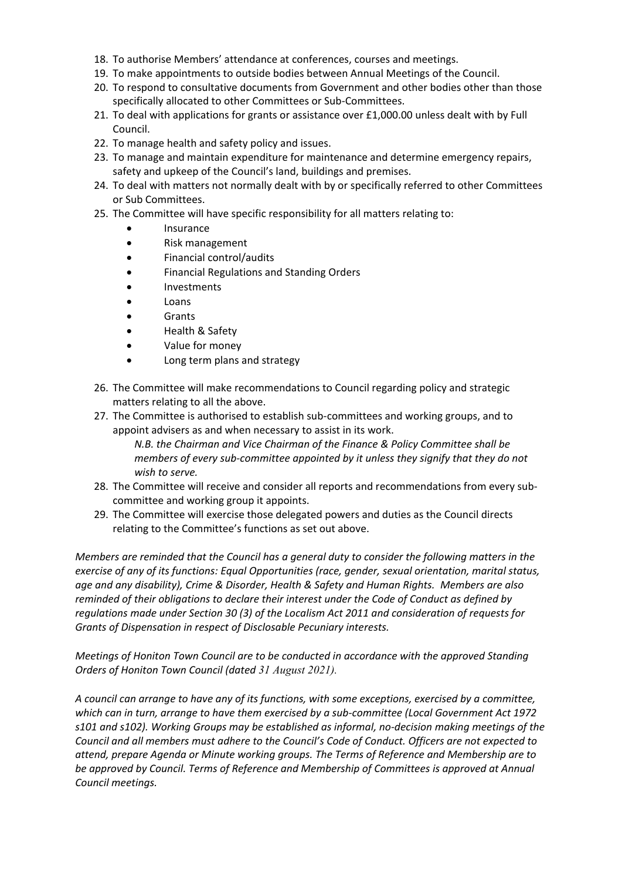18. To authorise Members' attendance at conferences, courses and meetings.
19. To make appointments to outside bodies between Annual Meetings of the Council.
20. To respond to consultative documents from Government and other bodies other than those specifically allocated to other Committees or Sub-Committees.
21. To deal with applications for grants or assistance over £1,000.00 unless dealt with by Full Council.
22. To manage health and safety policy and issues.
23. To manage and maintain expenditure for maintenance and determine emergency repairs, safety and upkeep of the Council's land, buildings and premises.
24. To deal with matters not normally dealt with by or specifically referred to other Committees or Sub Committees.
25. The Committee will have specific responsibility for all matters relating to:
    - Insurance
    - Risk management
    - Financial control/audits
    - Financial Regulations and Standing Orders
    - Investments
    - Loans
    - Grants
    - Health & Safety
    - Value for money
    - Long term plans and strategy
26. The Committee will make recommendations to Council regarding policy and strategic matters relating to all the above.
27. The Committee is authorised to establish sub-committees and working groups, and to appoint advisers as and when necessary to assist in its work.

    *N.B. the Chairman and Vice Chairman of the Finance & Policy Committee shall be members of every sub-committee appointed by it unless they signify that they do not wish to serve.*
28. The Committee will receive and consider all reports and recommendations from every sub-committee and working group it appoints.
29. The Committee will exercise those delegated powers and duties as the Council directs relating to the Committee's functions as set out above.

*Members are reminded that the Council has a general duty to consider the following matters in the exercise of any of its functions: Equal Opportunities (race, gender, sexual orientation, marital status, age and any disability), Crime & Disorder, Health & Safety and Human Rights. Members are also reminded of their obligations to declare their interest under the Code of Conduct as defined by regulations made under Section 30 (3) of the Localism Act 2011 and consideration of requests for Grants of Dispensation in respect of Disclosable Pecuniary interests.*

*Meetings of Honiton Town Council are to be conducted in accordance with the approved Standing Orders of Honiton Town Council (dated 31 August 2021).*

*A council can arrange to have any of its functions, with some exceptions, exercised by a committee, which can in turn, arrange to have them exercised by a sub-committee (Local Government Act 1972 s101 and s102). Working Groups may be established as informal, no-decision making meetings of the Council and all members must adhere to the Council's Code of Conduct. Officers are not expected to attend, prepare Agenda or Minute working groups. The Terms of Reference and Membership are to be approved by Council. Terms of Reference and Membership of Committees is approved at Annual Council meetings.*